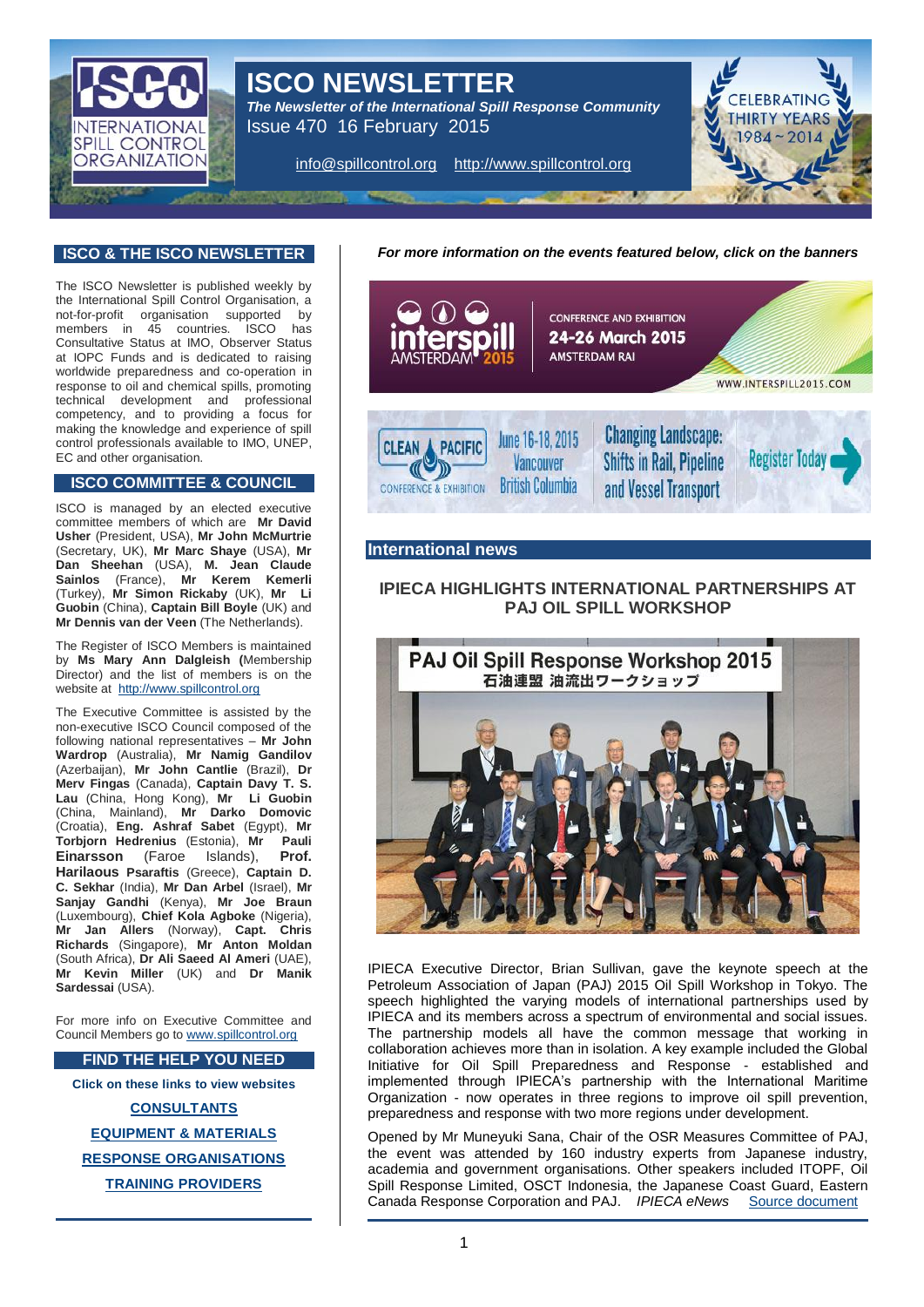# ISCO NEWSLETTER

*The Newsletter of the International Spill Response Community*

Issue 470 16 February 2015

info@spillcontrol.org http://www.spillcontrol.org

## ISCO & THE ISCO NEWSLETTER

The ISCO Newsletter is published weekly by the International Spill Control Organisation, a not-for-profit organisation supported by members in 45 countries. ISCO has Consultative Status at IMO, Observer Status at IOPC Funds and is dedicated to raising worldwide preparedness and co-operation in response to oil and chemical spills, promoting technical development and professional competency, and to providing a focus for making the knowledge and experience of spill control professionals available to IMO, UNEP, EC and other organisation.

## ISCO COMMITTEE & COUNCIL

ISCO is managed by an elected executive committee members of which are **Mr David Usher** (President, USA), **Mr John McMurtrie** (Secretary, UK), **Mr Marc Shaye** (USA), **Mr Dan Sheehan** (USA), **M. Jean Claude Sainlos** (France), **Mr Kerem Kemerli** (Turkey), **Mr Simon Rickaby** (UK), **Mr Li Guobin** (China), **Captain Bill Boyle** (UK) and **Mr Dennis van der Veen** (The Netherlands).

The Register of ISCO Members is maintained by **Ms Mary Ann Dalgleish (**Membership Director) and the list of members is on the website at http://www.spillcontrol.org

The Executive Committee is assisted by the non-executive ISCO Council composed of the following national representatives – **Mr John Wardrop** (Australia), **Mr Namig Gandilov** (Azerbaijan), **Mr John Cantlie** (Brazil), **Dr Merv Fingas** (Canada), **Captain Davy T. S. Lau** (China, Hong Kong), **Mr Li Guobin** (China, Mainland), **Mr Darko Domovic** (Croatia), **Eng. Ashraf Sabet** (Egypt), **Mr Torbjorn Hedrenius** (Estonia), **Mr Pauli Einarsson** (Faroe Islands), **Prof. Harilaous Psaraftis** (Greece), **Captain D. C. Sekhar** (India), **Mr Dan Arbel** (Israel), **Mr Sanjay Gandhi** (Kenya), **Mr Joe Braun** (Luxembourg), **Chief Kola Agboke** (Nigeria), **Mr Jan Allers** (Norway), **Capt. Chris Richards** (Singapore), **Mr Anton Moldan** (South Africa), **Dr Ali Saeed Al Ameri** (UAE), **Mr Kevin Miller** (UK) and **Dr Manik Sardessai** (USA).

For more info on Executive Committee and Council Members go to www.spillcontrol.org

## FIND THE HELP YOU NEED

**Click on these links to view websites**

**CONSULTANTS**

**EQUIPMENT & MATERIALS**

**RESPONSE ORGANISATIONS**

**TRAINING PROVIDERS**

***For more information on the events featured below, click on the banners***

interspill AMSTERDAM 2015 — CONFERENCE AND EXHIBITION 24-26 March 2015 AMSTERDAM RAI — WWW.INTERSPILL2015.COM

CLEAN PACIFIC CONFERENCE & EXHIBITION — June 16-18, 2015 Vancouver British Columbia — Changing Landscape: Shifts in Rail, Pipeline and Vessel Transport — Register Today

## International news

### IPIECA HIGHLIGHTS INTERNATIONAL PARTNERSHIPS AT PAJ OIL SPILL WORKSHOP

PAJ Oil Spill Response Workshop 2015
石油連盟 油流出ワークショップ

IPIECA Executive Director, Brian Sullivan, gave the keynote speech at the Petroleum Association of Japan (PAJ) 2015 Oil Spill Workshop in Tokyo. The speech highlighted the varying models of international partnerships used by IPIECA and its members across a spectrum of environmental and social issues. The partnership models all have the common message that working in collaboration achieves more than in isolation. A key example included the Global Initiative for Oil Spill Preparedness and Response - established and implemented through IPIECA's partnership with the International Maritime Organization - now operates in three regions to improve oil spill prevention, preparedness and response with two more regions under development.

Opened by Mr Muneyuki Sana, Chair of the OSR Measures Committee of PAJ, the event was attended by 160 industry experts from Japanese industry, academia and government organisations. Other speakers included ITOPF, Oil Spill Response Limited, OSCT Indonesia, the Japanese Coast Guard, Eastern Canada Response Corporation and PAJ. *IPIECA eNews* Source document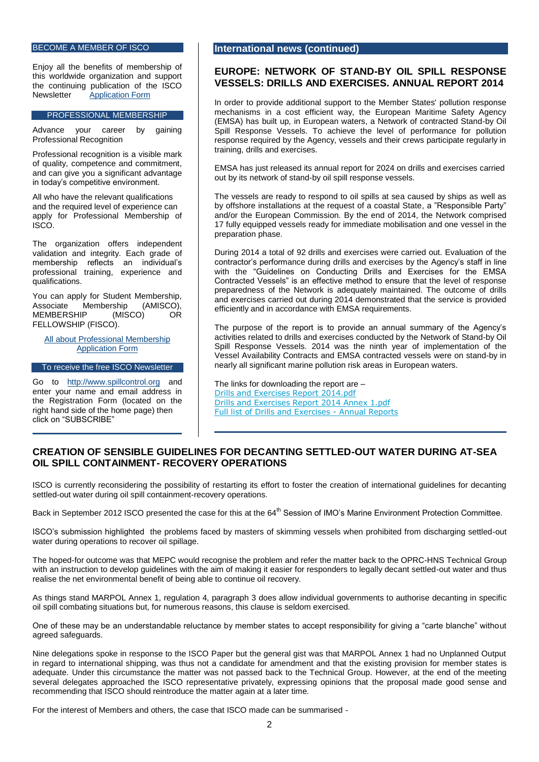## BECOME A MEMBER OF ISCO

Enjoy all the benefits of membership of this worldwide organization and support the continuing publication of the ISCO Newsletter    Application Form

## PROFESSIONAL MEMBERSHIP

Advance your career by gaining Professional Recognition

Professional recognition is a visible mark of quality, competence and commitment, and can give you a significant advantage in today's competitive environment.

All who have the relevant qualifications and the required level of experience can apply for Professional Membership of ISCO.

The organization offers independent validation and integrity. Each grade of membership reflects an individual's professional training, experience and qualifications.

You can apply for Student Membership, Associate Membership (AMISCO), MEMBERSHIP (MISCO) OR FELLOWSHIP (FISCO).

All about Professional Membership
Application Form

## To receive the free ISCO Newsletter

Go to http://www.spillcontrol.org and enter your name and email address in the Registration Form (located on the right hand side of the home page) then click on "SUBSCRIBE"

## International news (continued)

### EUROPE: NETWORK OF STAND-BY OIL SPILL RESPONSE VESSELS: DRILLS AND EXERCISES. ANNUAL REPORT 2014

In order to provide additional support to the Member States' pollution response mechanisms in a cost efficient way, the European Maritime Safety Agency (EMSA) has built up, in European waters, a Network of contracted Stand-by Oil Spill Response Vessels. To achieve the level of performance for pollution response required by the Agency, vessels and their crews participate regularly in training, drills and exercises.

EMSA has just released its annual report for 2024 on drills and exercises carried out by its network of stand-by oil spill response vessels.

The vessels are ready to respond to oil spills at sea caused by ships as well as by offshore installations at the request of a coastal State, a "Responsible Party" and/or the European Commission. By the end of 2014, the Network comprised 17 fully equipped vessels ready for immediate mobilisation and one vessel in the preparation phase.

During 2014 a total of 92 drills and exercises were carried out. Evaluation of the contractor's performance during drills and exercises by the Agency's staff in line with the "Guidelines on Conducting Drills and Exercises for the EMSA Contracted Vessels" is an effective method to ensure that the level of response preparedness of the Network is adequately maintained. The outcome of drills and exercises carried out during 2014 demonstrated that the service is provided efficiently and in accordance with EMSA requirements.

The purpose of the report is to provide an annual summary of the Agency's activities related to drills and exercises conducted by the Network of Stand-by Oil Spill Response Vessels. 2014 was the ninth year of implementation of the Vessel Availability Contracts and EMSA contracted vessels were on stand-by in nearly all significant marine pollution risk areas in European waters.

The links for downloading the report are –
Drills and Exercises Report 2014.pdf
Drills and Exercises Report 2014 Annex 1.pdf
Full list of Drills and Exercises - Annual Reports

## CREATION OF SENSIBLE GUIDELINES FOR DECANTING SETTLED-OUT WATER DURING AT-SEA OIL SPILL CONTAINMENT- RECOVERY OPERATIONS

ISCO is currently reconsidering the possibility of restarting its effort to foster the creation of international guidelines for decanting settled-out water during oil spill containment-recovery operations.

Back in September 2012 ISCO presented the case for this at the 64th Session of IMO's Marine Environment Protection Committee.

ISCO's submission highlighted the problems faced by masters of skimming vessels when prohibited from discharging settled-out water during operations to recover oil spillage.

The hoped-for outcome was that MEPC would recognise the problem and refer the matter back to the OPRC-HNS Technical Group with an instruction to develop guidelines with the aim of making it easier for responders to legally decant settled-out water and thus realise the net environmental benefit of being able to continue oil recovery.

As things stand MARPOL Annex 1, regulation 4, paragraph 3 does allow individual governments to authorise decanting in specific oil spill combating situations but, for numerous reasons, this clause is seldom exercised.

One of these may be an understandable reluctance by member states to accept responsibility for giving a "carte blanche" without agreed safeguards.

Nine delegations spoke in response to the ISCO Paper but the general gist was that MARPOL Annex 1 had no Unplanned Output in regard to international shipping, was thus not a candidate for amendment and that the existing provision for member states is adequate. Under this circumstance the matter was not passed back to the Technical Group. However, at the end of the meeting several delegates approached the ISCO representative privately, expressing opinions that the proposal made good sense and recommending that ISCO should reintroduce the matter again at a later time.

For the interest of Members and others, the case that ISCO made can be summarised -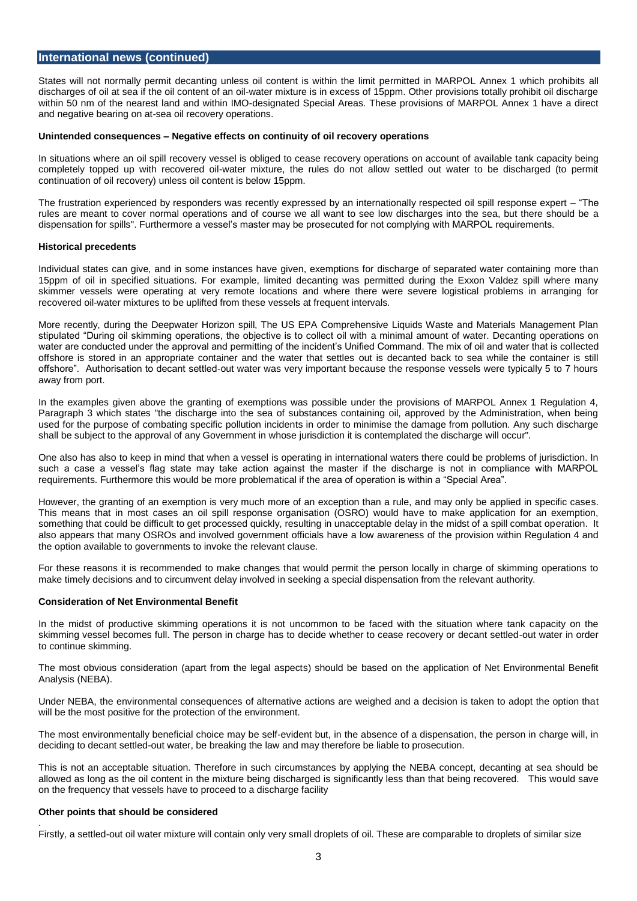## International news (continued)

States will not normally permit decanting unless oil content is within the limit permitted in MARPOL Annex 1 which prohibits all discharges of oil at sea if the oil content of an oil-water mixture is in excess of 15ppm. Other provisions totally prohibit oil discharge within 50 nm of the nearest land and within IMO-designated Special Areas. These provisions of MARPOL Annex 1 have a direct and negative bearing on at-sea oil recovery operations.

**Unintended consequences – Negative effects on continuity of oil recovery operations**

In situations where an oil spill recovery vessel is obliged to cease recovery operations on account of available tank capacity being completely topped up with recovered oil-water mixture, the rules do not allow settled out water to be discharged (to permit continuation of oil recovery) unless oil content is below 15ppm.

The frustration experienced by responders was recently expressed by an internationally respected oil spill response expert – "The rules are meant to cover normal operations and of course we all want to see low discharges into the sea, but there should be a dispensation for spills". Furthermore a vessel's master may be prosecuted for not complying with MARPOL requirements.

**Historical precedents**

Individual states can give, and in some instances have given, exemptions for discharge of separated water containing more than 15ppm of oil in specified situations. For example, limited decanting was permitted during the Exxon Valdez spill where many skimmer vessels were operating at very remote locations and where there were severe logistical problems in arranging for recovered oil-water mixtures to be uplifted from these vessels at frequent intervals.

More recently, during the Deepwater Horizon spill, The US EPA Comprehensive Liquids Waste and Materials Management Plan stipulated "During oil skimming operations, the objective is to collect oil with a minimal amount of water. Decanting operations on water are conducted under the approval and permitting of the incident's Unified Command. The mix of oil and water that is collected offshore is stored in an appropriate container and the water that settles out is decanted back to sea while the container is still offshore". Authorisation to decant settled-out water was very important because the response vessels were typically 5 to 7 hours away from port.

In the examples given above the granting of exemptions was possible under the provisions of MARPOL Annex 1 Regulation 4, Paragraph 3 which states "the discharge into the sea of substances containing oil, approved by the Administration, when being used for the purpose of combating specific pollution incidents in order to minimise the damage from pollution. Any such discharge shall be subject to the approval of any Government in whose jurisdiction it is contemplated the discharge will occur".

One also has also to keep in mind that when a vessel is operating in international waters there could be problems of jurisdiction. In such a case a vessel's flag state may take action against the master if the discharge is not in compliance with MARPOL requirements. Furthermore this would be more problematical if the area of operation is within a "Special Area".

However, the granting of an exemption is very much more of an exception than a rule, and may only be applied in specific cases. This means that in most cases an oil spill response organisation (OSRO) would have to make application for an exemption, something that could be difficult to get processed quickly, resulting in unacceptable delay in the midst of a spill combat operation. It also appears that many OSROs and involved government officials have a low awareness of the provision within Regulation 4 and the option available to governments to invoke the relevant clause.

For these reasons it is recommended to make changes that would permit the person locally in charge of skimming operations to make timely decisions and to circumvent delay involved in seeking a special dispensation from the relevant authority.

**Consideration of Net Environmental Benefit**

In the midst of productive skimming operations it is not uncommon to be faced with the situation where tank capacity on the skimming vessel becomes full. The person in charge has to decide whether to cease recovery or decant settled-out water in order to continue skimming.

The most obvious consideration (apart from the legal aspects) should be based on the application of Net Environmental Benefit Analysis (NEBA).

Under NEBA, the environmental consequences of alternative actions are weighed and a decision is taken to adopt the option that will be the most positive for the protection of the environment.

The most environmentally beneficial choice may be self-evident but, in the absence of a dispensation, the person in charge will, in deciding to decant settled-out water, be breaking the law and may therefore be liable to prosecution.

This is not an acceptable situation. Therefore in such circumstances by applying the NEBA concept, decanting at sea should be allowed as long as the oil content in the mixture being discharged is significantly less than that being recovered. This would save on the frequency that vessels have to proceed to a discharge facility

**Other points that should be considered**

Firstly, a settled-out oil water mixture will contain only very small droplets of oil. These are comparable to droplets of similar size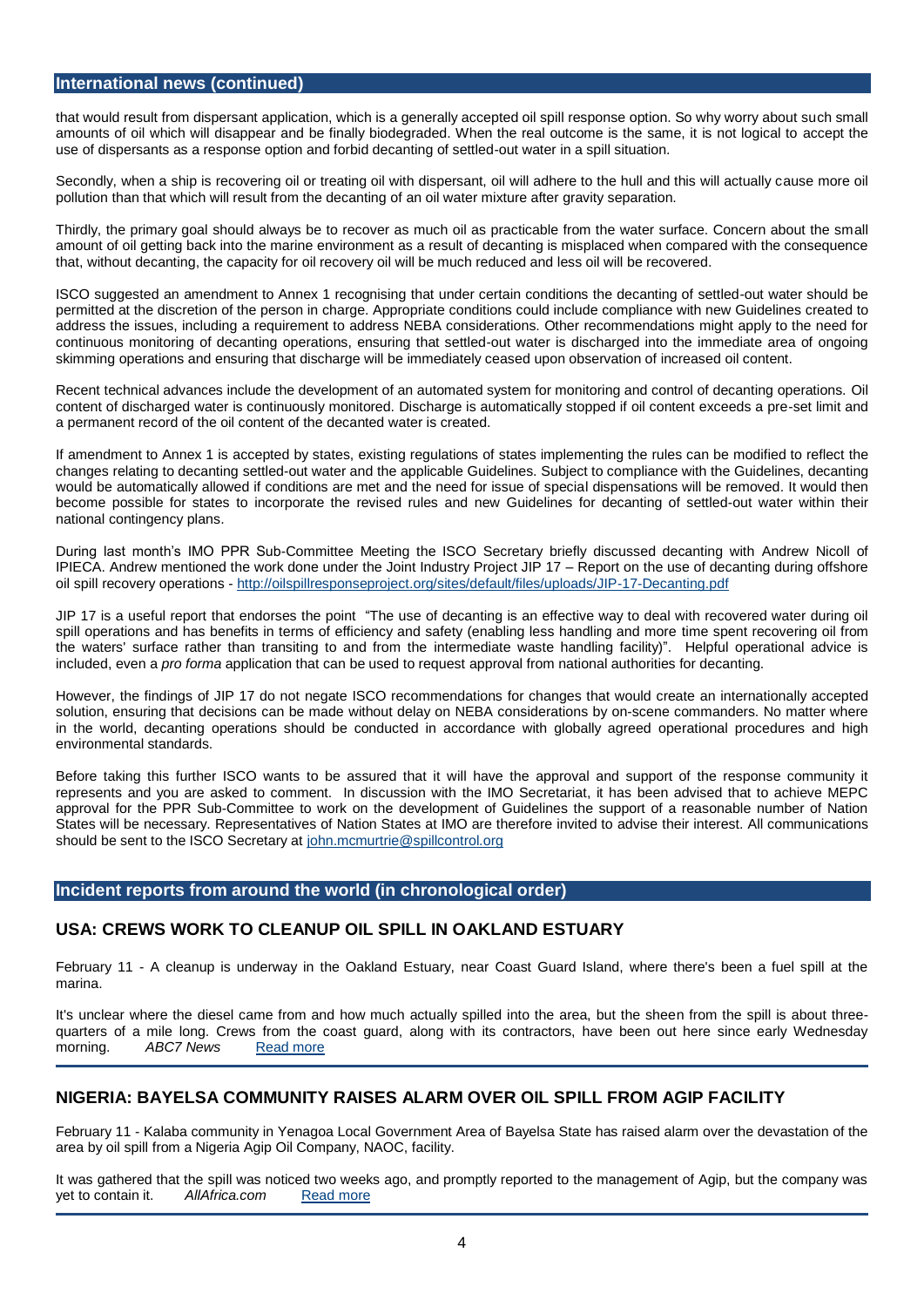## International news (continued)

that would result from dispersant application, which is a generally accepted oil spill response option. So why worry about such small amounts of oil which will disappear and be finally biodegraded. When the real outcome is the same, it is not logical to accept the use of dispersants as a response option and forbid decanting of settled-out water in a spill situation.

Secondly, when a ship is recovering oil or treating oil with dispersant, oil will adhere to the hull and this will actually cause more oil pollution than that which will result from the decanting of an oil water mixture after gravity separation.

Thirdly, the primary goal should always be to recover as much oil as practicable from the water surface. Concern about the small amount of oil getting back into the marine environment as a result of decanting is misplaced when compared with the consequence that, without decanting, the capacity for oil recovery oil will be much reduced and less oil will be recovered.

ISCO suggested an amendment to Annex 1 recognising that under certain conditions the decanting of settled-out water should be permitted at the discretion of the person in charge. Appropriate conditions could include compliance with new Guidelines created to address the issues, including a requirement to address NEBA considerations. Other recommendations might apply to the need for continuous monitoring of decanting operations, ensuring that settled-out water is discharged into the immediate area of ongoing skimming operations and ensuring that discharge will be immediately ceased upon observation of increased oil content.

Recent technical advances include the development of an automated system for monitoring and control of decanting operations. Oil content of discharged water is continuously monitored. Discharge is automatically stopped if oil content exceeds a pre-set limit and a permanent record of the oil content of the decanted water is created.

If amendment to Annex 1 is accepted by states, existing regulations of states implementing the rules can be modified to reflect the changes relating to decanting settled-out water and the applicable Guidelines. Subject to compliance with the Guidelines, decanting would be automatically allowed if conditions are met and the need for issue of special dispensations will be removed. It would then become possible for states to incorporate the revised rules and new Guidelines for decanting of settled-out water within their national contingency plans.

During last month's IMO PPR Sub-Committee Meeting the ISCO Secretary briefly discussed decanting with Andrew Nicoll of IPIECA. Andrew mentioned the work done under the Joint Industry Project JIP 17 – Report on the use of decanting during offshore oil spill recovery operations - http://oilspillresponseproject.org/sites/default/files/uploads/JIP-17-Decanting.pdf

JIP 17 is a useful report that endorses the point "The use of decanting is an effective way to deal with recovered water during oil spill operations and has benefits in terms of efficiency and safety (enabling less handling and more time spent recovering oil from the waters' surface rather than transiting to and from the intermediate waste handling facility)". Helpful operational advice is included, even a *pro forma* application that can be used to request approval from national authorities for decanting.

However, the findings of JIP 17 do not negate ISCO recommendations for changes that would create an internationally accepted solution, ensuring that decisions can be made without delay on NEBA considerations by on-scene commanders. No matter where in the world, decanting operations should be conducted in accordance with globally agreed operational procedures and high environmental standards.

Before taking this further ISCO wants to be assured that it will have the approval and support of the response community it represents and you are asked to comment. In discussion with the IMO Secretariat, it has been advised that to achieve MEPC approval for the PPR Sub-Committee to work on the development of Guidelines the support of a reasonable number of Nation States will be necessary. Representatives of Nation States at IMO are therefore invited to advise their interest. All communications should be sent to the ISCO Secretary at john.mcmurtrie@spillcontrol.org

## Incident reports from around the world (in chronological order)

### USA: CREWS WORK TO CLEANUP OIL SPILL IN OAKLAND ESTUARY

February 11 - A cleanup is underway in the Oakland Estuary, near Coast Guard Island, where there's been a fuel spill at the marina.

It's unclear where the diesel came from and how much actually spilled into the area, but the sheen from the spill is about three-quarters of a mile long. Crews from the coast guard, along with its contractors, have been out here since early Wednesday morning. *ABC7 News* Read more

### NIGERIA: BAYELSA COMMUNITY RAISES ALARM OVER OIL SPILL FROM AGIP FACILITY

February 11 - Kalaba community in Yenagoa Local Government Area of Bayelsa State has raised alarm over the devastation of the area by oil spill from a Nigeria Agip Oil Company, NAOC, facility.

It was gathered that the spill was noticed two weeks ago, and promptly reported to the management of Agip, but the company was yet to contain it. *AllAfrica.com* Read more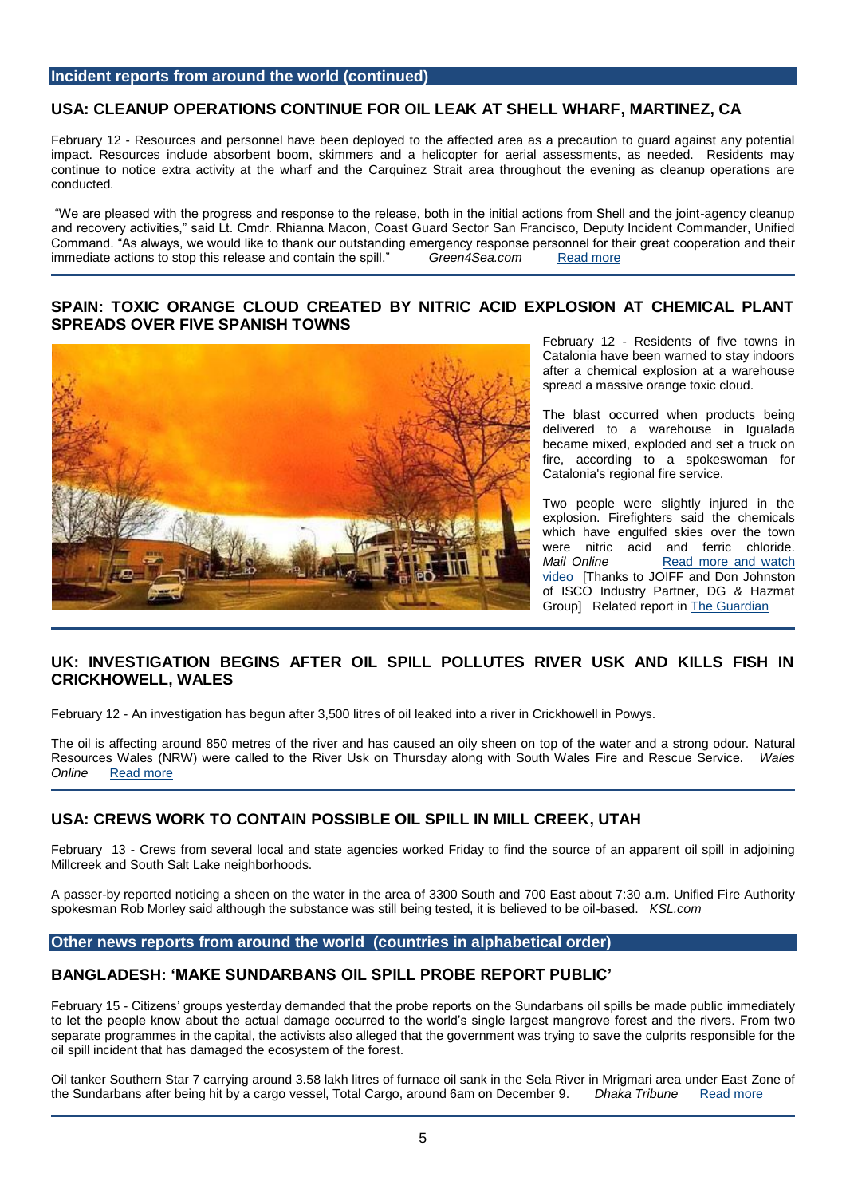## Incident reports from around the world (continued)

### USA: CLEANUP OPERATIONS CONTINUE FOR OIL LEAK AT SHELL WHARF, MARTINEZ, CA

February 12 - Resources and personnel have been deployed to the affected area as a precaution to guard against any potential impact. Resources include absorbent boom, skimmers and a helicopter for aerial assessments, as needed. Residents may continue to notice extra activity at the wharf and the Carquinez Strait area throughout the evening as cleanup operations are conducted.

"We are pleased with the progress and response to the release, both in the initial actions from Shell and the joint-agency cleanup and recovery activities," said Lt. Cmdr. Rhianna Macon, Coast Guard Sector San Francisco, Deputy Incident Commander, Unified Command. "As always, we would like to thank our outstanding emergency response personnel for their great cooperation and their immediate actions to stop this release and contain the spill." *Green4Sea.com* Read more

---

### SPAIN: TOXIC ORANGE CLOUD CREATED BY NITRIC ACID EXPLOSION AT CHEMICAL PLANT SPREADS OVER FIVE SPANISH TOWNS

February 12 - Residents of five towns in Catalonia have been warned to stay indoors after a chemical explosion at a warehouse spread a massive orange toxic cloud.

The blast occurred when products being delivered to a warehouse in Igualada became mixed, exploded and set a truck on fire, according to a spokeswoman for Catalonia's regional fire service.

Two people were slightly injured in the explosion. Firefighters said the chemicals which have engulfed skies over the town were nitric acid and ferric chloride. *Mail Online* Read more and watch video [Thanks to JOIFF and Don Johnston of ISCO Industry Partner, DG & Hazmat Group] Related report in The Guardian

---

### UK: INVESTIGATION BEGINS AFTER OIL SPILL POLLUTES RIVER USK AND KILLS FISH IN CRICKHOWELL, WALES

February 12 - An investigation has begun after 3,500 litres of oil leaked into a river in Crickhowell in Powys.

The oil is affecting around 850 metres of the river and has caused an oily sheen on top of the water and a strong odour. Natural Resources Wales (NRW) were called to the River Usk on Thursday along with South Wales Fire and Rescue Service. *Wales Online* Read more

---

### USA: CREWS WORK TO CONTAIN POSSIBLE OIL SPILL IN MILL CREEK, UTAH

February 13 - Crews from several local and state agencies worked Friday to find the source of an apparent oil spill in adjoining Millcreek and South Salt Lake neighborhoods.

A passer-by reported noticing a sheen on the water in the area of 3300 South and 700 East about 7:30 a.m. Unified Fire Authority spokesman Rob Morley said although the substance was still being tested, it is believed to be oil-based. *KSL.com*

## Other news reports from around the world (countries in alphabetical order)

### BANGLADESH: 'MAKE SUNDARBANS OIL SPILL PROBE REPORT PUBLIC'

February 15 - Citizens' groups yesterday demanded that the probe reports on the Sundarbans oil spills be made public immediately to let the people know about the actual damage occurred to the world's single largest mangrove forest and the rivers. From two separate programmes in the capital, the activists also alleged that the government was trying to save the culprits responsible for the oil spill incident that has damaged the ecosystem of the forest.

Oil tanker Southern Star 7 carrying around 3.58 lakh litres of furnace oil sank in the Sela River in Mrigmari area under East Zone of the Sundarbans after being hit by a cargo vessel, Total Cargo, around 6am on December 9. *Dhaka Tribune* Read more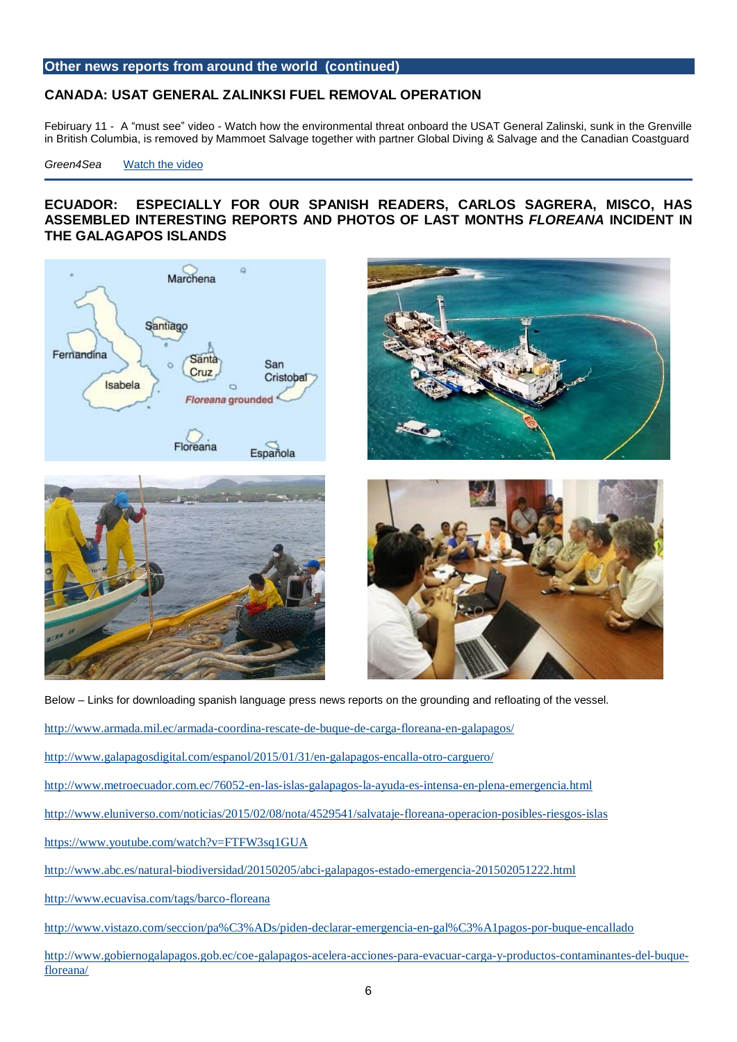## Other news reports from around the world (continued)

### CANADA: USAT GENERAL ZALINKSI FUEL REMOVAL OPERATION

Febiruary 11 - A "must see" video - Watch how the environmental threat onboard the USAT General Zalinski, sunk in the Grenville in British Columbia, is removed by Mammoet Salvage together with partner Global Diving & Salvage and the Canadian Coastguard

*Green4Sea* Watch the video

### ECUADOR: ESPECIALLY FOR OUR SPANISH READERS, CARLOS SAGRERA, MISCO, HAS ASSEMBLED INTERESTING REPORTS AND PHOTOS OF LAST MONTHS *FLOREANA* INCIDENT IN THE GALAGAPOS ISLANDS

Below – Links for downloading spanish language press news reports on the grounding and refloating of the vessel.

http://www.armada.mil.ec/armada-coordina-rescate-de-buque-de-carga-floreana-en-galapagos/

http://www.galapagosdigital.com/espanol/2015/01/31/en-galapagos-encalla-otro-carguero/

http://www.metroecuador.com.ec/76052-en-las-islas-galapagos-la-ayuda-es-intensa-en-plena-emergencia.html

http://www.eluniverso.com/noticias/2015/02/08/nota/4529541/salvataje-floreana-operacion-posibles-riesgos-islas

https://www.youtube.com/watch?v=FTFW3sq1GUA

http://www.abc.es/natural-biodiversidad/20150205/abci-galapagos-estado-emergencia-201502051222.html

http://www.ecuavisa.com/tags/barco-floreana

http://www.vistazo.com/seccion/pa%C3%ADs/piden-declarar-emergencia-en-gal%C3%A1pagos-por-buque-encallado

http://www.gobiernogalapagos.gob.ec/coe-galapagos-acelera-acciones-para-evacuar-carga-y-productos-contaminantes-del-buque-floreana/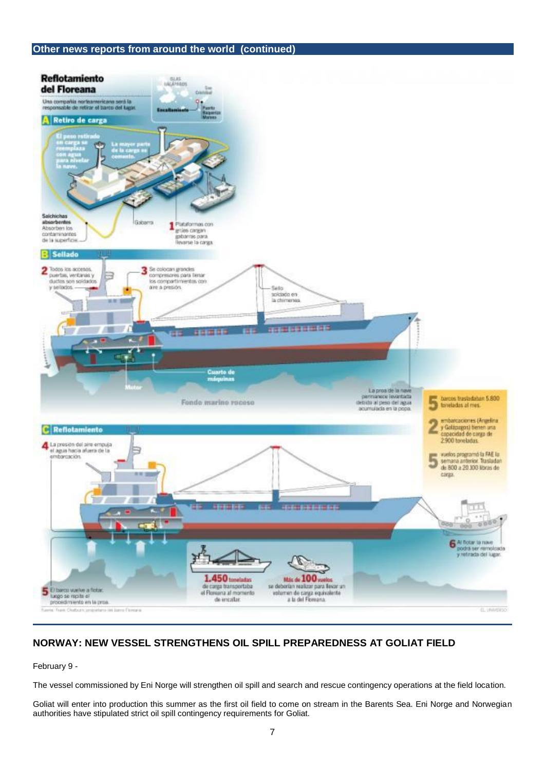## Other news reports from around the world (continued)

**Reflotamiento del Floreana**

Una compañía norteamericana será la responsable de retirar el barco del lugar.

ISLAS GALÁPAGOS — San Cristóbal — Encallamiento — Puerto Baquerizo Moreno

**A Retiro de carga**

El peso retirado en carga se reemplaza con agua para nivelar la nave.

La mayor parte de la carga es cemento.

Salchichas absorbentes: Absorben los contaminantes de la superficie.

Gabarra

1 Plataformas con grúas cargan gabarras para llevarse la carga.

**B Sellado**

2 Todos los accesos, puertas, ventanas y ductos son soldados y sellados.

3 Se colocan grandes compresores para llenar los compartimientos con aire a presión.

Sello soldado en la chimenea.

Cuarto de máquinas

Motor

Fondo marino rocoso

La proa de la nave permanece levantada debido al peso del agua acumulada en la popa.

5 barcos trasladaban 5.800 toneladas al mes.

2 embarcaciones (Angelina y Galápagos) tienen una capacidad de carga de 2.900 toneladas.

5 vuelos programó la FAE la semana anterior. Trasladan de 800 a 20.100 libras de carga.

**C Reflotamiento**

4 La presión del aire empuja el agua hacia afuera de la embarcación.

5 El barco vuelve a flotar, luego se repite el procedimiento en la proa.

6 Al flotar la nave podrá ser remolcada y retirada del lugar.

1.450 toneladas de carga transportaba el Floreana al momento de encallar.

Más de 100 vuelos se deberían realizar para llevar un volumen de carga equivalente a la del Floreana.

Fuente: Frank Chalburn, propietario del barco Floreana — EL UNIVERSO

## NORWAY: NEW VESSEL STRENGTHENS OIL SPILL PREPAREDNESS AT GOLIAT FIELD

February 9 -

The vessel commissioned by Eni Norge will strengthen oil spill and search and rescue contingency operations at the field location.

Goliat will enter into production this summer as the first oil field to come on stream in the Barents Sea. Eni Norge and Norwegian authorities have stipulated strict oil spill contingency requirements for Goliat.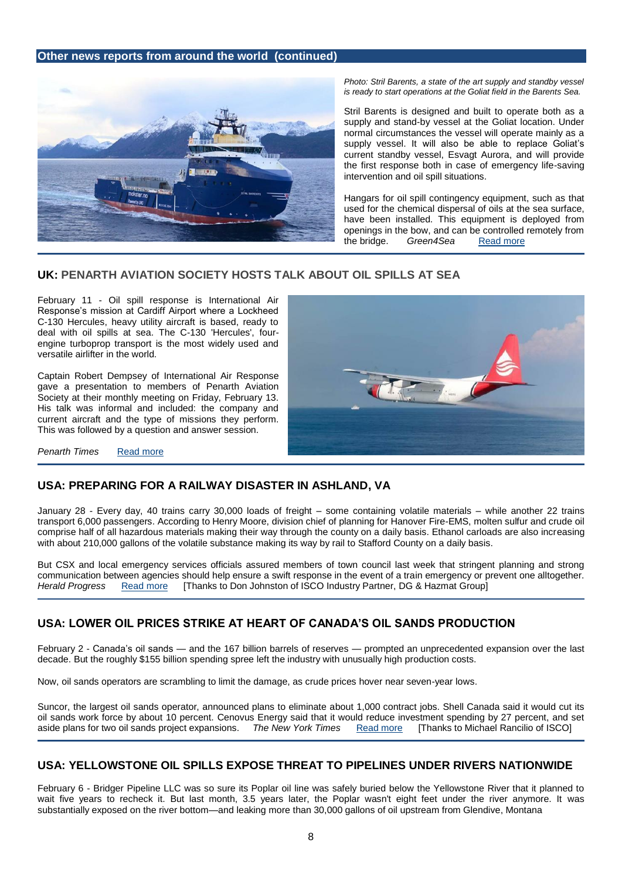## Other news reports from around the world (continued)

*Photo: Stril Barents, a state of the art supply and standby vessel is ready to start operations at the Goliat field in the Barents Sea.*

Stril Barents is designed and built to operate both as a supply and stand-by vessel at the Goliat location. Under normal circumstances the vessel will operate mainly as a supply vessel. It will also be able to replace Goliat's current standby vessel, Esvagt Aurora, and will provide the first response both in case of emergency life-saving intervention and oil spill situations.

Hangars for oil spill contingency equipment, such as that used for the chemical dispersal of oils at the sea surface, have been installed. This equipment is deployed from openings in the bow, and can be controlled remotely from the bridge. *Green4Sea* Read more

## UK: PENARTH AVIATION SOCIETY HOSTS TALK ABOUT OIL SPILLS AT SEA

February 11 - Oil spill response is International Air Response's mission at Cardiff Airport where a Lockheed C-130 Hercules, heavy utility aircraft is based, ready to deal with oil spills at sea. The C-130 'Hercules', four-engine turboprop transport is the most widely used and versatile airlifter in the world.

Captain Robert Dempsey of International Air Response gave a presentation to members of Penarth Aviation Society at their monthly meeting on Friday, February 13. His talk was informal and included: the company and current aircraft and the type of missions they perform. This was followed by a question and answer session.

*Penarth Times* Read more

## USA: PREPARING FOR A RAILWAY DISASTER IN ASHLAND, VA

January 28 - Every day, 40 trains carry 30,000 loads of freight – some containing volatile materials – while another 22 trains transport 6,000 passengers. According to Henry Moore, division chief of planning for Hanover Fire-EMS, molten sulfur and crude oil comprise half of all hazardous materials making their way through the county on a daily basis. Ethanol carloads are also increasing with about 210,000 gallons of the volatile substance making its way by rail to Stafford County on a daily basis.

But CSX and local emergency services officials assured members of town council last week that stringent planning and strong communication between agencies should help ensure a swift response in the event of a train emergency or prevent one alltogether. *Herald Progress* Read more [Thanks to Don Johnston of ISCO Industry Partner, DG & Hazmat Group]

## USA: LOWER OIL PRICES STRIKE AT HEART OF CANADA'S OIL SANDS PRODUCTION

February 2 - Canada's oil sands — and the 167 billion barrels of reserves — prompted an unprecedented expansion over the last decade. But the roughly $155 billion spending spree left the industry with unusually high production costs.

Now, oil sands operators are scrambling to limit the damage, as crude prices hover near seven-year lows.

Suncor, the largest oil sands operator, announced plans to eliminate about 1,000 contract jobs. Shell Canada said it would cut its oil sands work force by about 10 percent. Cenovus Energy said that it would reduce investment spending by 27 percent, and set aside plans for two oil sands project expansions. *The New York Times* Read more [Thanks to Michael Rancilio of ISCO]

## USA: YELLOWSTONE OIL SPILLS EXPOSE THREAT TO PIPELINES UNDER RIVERS NATIONWIDE

February 6 - Bridger Pipeline LLC was so sure its Poplar oil line was safely buried below the Yellowstone River that it planned to wait five years to recheck it. But last month, 3.5 years later, the Poplar wasn't eight feet under the river anymore. It was substantially exposed on the river bottom—and leaking more than 30,000 gallons of oil upstream from Glendive, Montana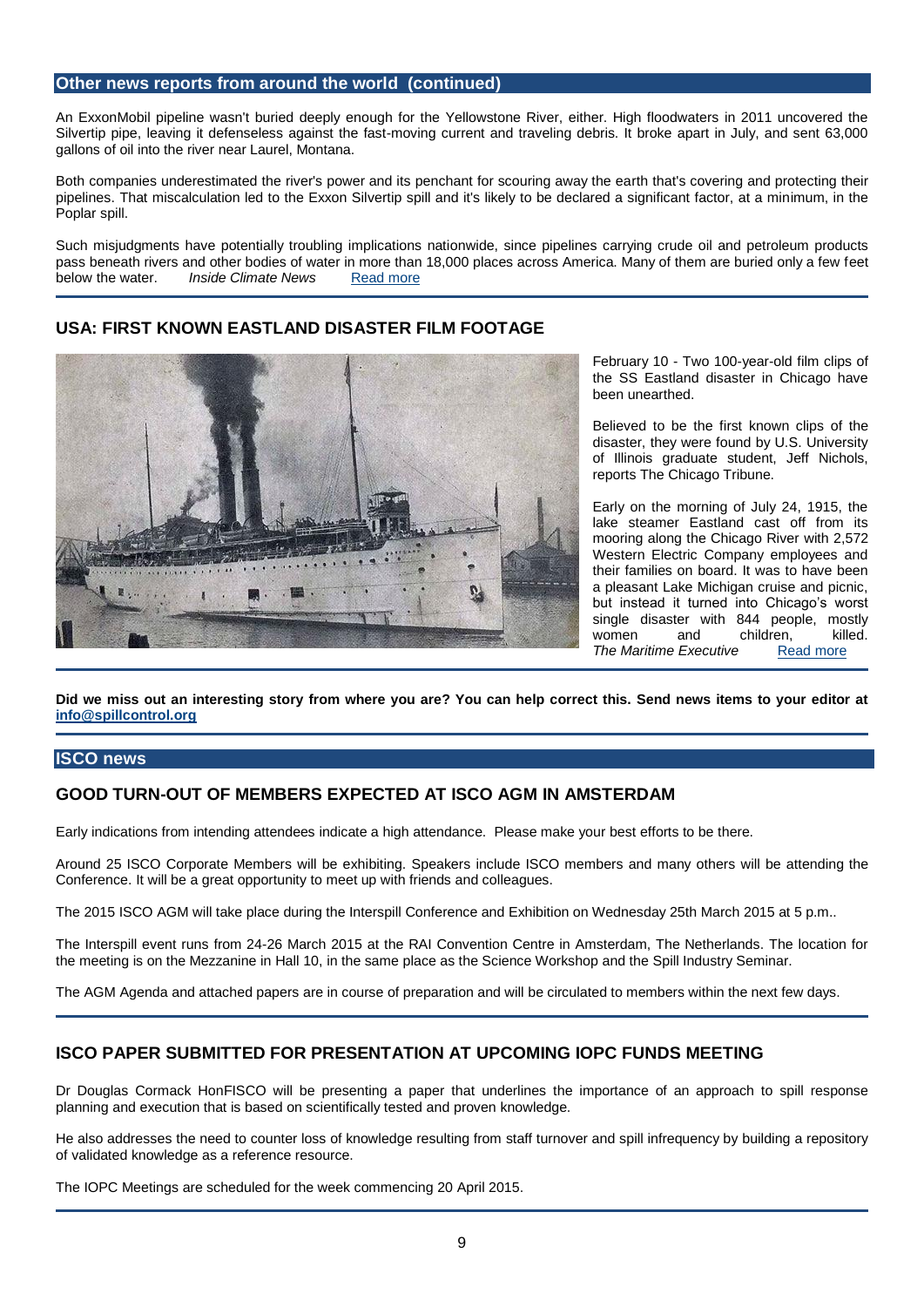## Other news reports from around the world (continued)

An ExxonMobil pipeline wasn't buried deeply enough for the Yellowstone River, either. High floodwaters in 2011 uncovered the Silvertip pipe, leaving it defenseless against the fast-moving current and traveling debris. It broke apart in July, and sent 63,000 gallons of oil into the river near Laurel, Montana.

Both companies underestimated the river's power and its penchant for scouring away the earth that's covering and protecting their pipelines. That miscalculation led to the Exxon Silvertip spill and it's likely to be declared a significant factor, at a minimum, in the Poplar spill.

Such misjudgments have potentially troubling implications nationwide, since pipelines carrying crude oil and petroleum products pass beneath rivers and other bodies of water in more than 18,000 places across America. Many of them are buried only a few feet below the water. *Inside Climate News* Read more

### USA: FIRST KNOWN EASTLAND DISASTER FILM FOOTAGE

February 10 - Two 100-year-old film clips of the SS Eastland disaster in Chicago have been unearthed.

Believed to be the first known clips of the disaster, they were found by U.S. University of Illinois graduate student, Jeff Nichols, reports The Chicago Tribune.

Early on the morning of July 24, 1915, the lake steamer Eastland cast off from its mooring along the Chicago River with 2,572 Western Electric Company employees and their families on board. It was to have been a pleasant Lake Michigan cruise and picnic, but instead it turned into Chicago's worst single disaster with 844 people, mostly women and children, killed. *The Maritime Executive* Read more

**Did we miss out an interesting story from where you are? You can help correct this. Send news items to your editor at info@spillcontrol.org**

## ISCO news

### GOOD TURN-OUT OF MEMBERS EXPECTED AT ISCO AGM IN AMSTERDAM

Early indications from intending attendees indicate a high attendance. Please make your best efforts to be there.

Around 25 ISCO Corporate Members will be exhibiting. Speakers include ISCO members and many others will be attending the Conference. It will be a great opportunity to meet up with friends and colleagues.

The 2015 ISCO AGM will take place during the Interspill Conference and Exhibition on Wednesday 25th March 2015 at 5 p.m..

The Interspill event runs from 24-26 March 2015 at the RAI Convention Centre in Amsterdam, The Netherlands. The location for the meeting is on the Mezzanine in Hall 10, in the same place as the Science Workshop and the Spill Industry Seminar.

The AGM Agenda and attached papers are in course of preparation and will be circulated to members within the next few days.

### ISCO PAPER SUBMITTED FOR PRESENTATION AT UPCOMING IOPC FUNDS MEETING

Dr Douglas Cormack HonFISCO will be presenting a paper that underlines the importance of an approach to spill response planning and execution that is based on scientifically tested and proven knowledge.

He also addresses the need to counter loss of knowledge resulting from staff turnover and spill infrequency by building a repository of validated knowledge as a reference resource.

The IOPC Meetings are scheduled for the week commencing 20 April 2015.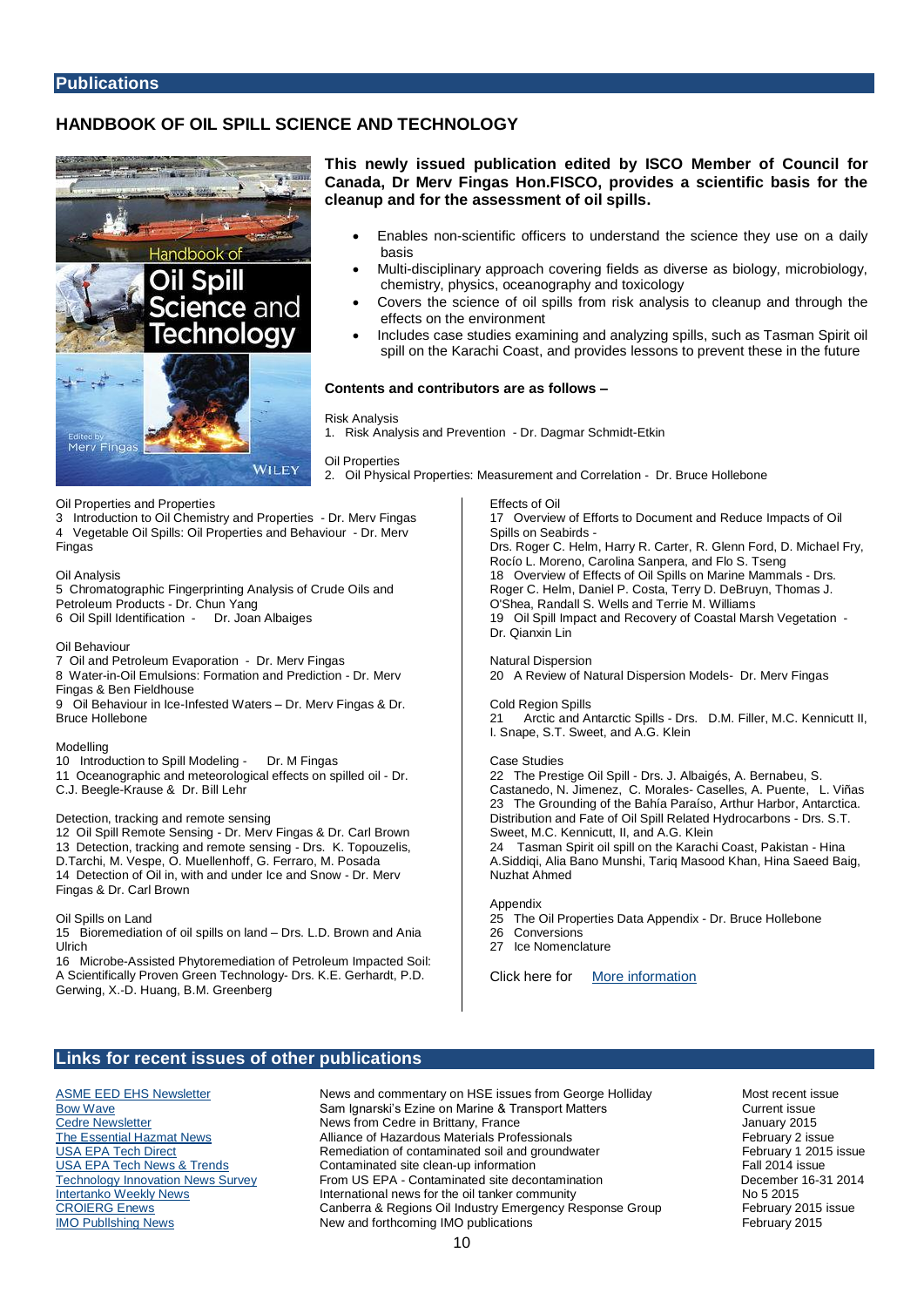## Publications

### HANDBOOK OF OIL SPILL SCIENCE AND TECHNOLOGY

**This newly issued publication edited by ISCO Member of Council for Canada, Dr Merv Fingas Hon.FISCO, provides a scientific basis for the cleanup and for the assessment of oil spills.**

- Enables non-scientific officers to understand the science they use on a daily basis
- Multi-disciplinary approach covering fields as diverse as biology, microbiology, chemistry, physics, oceanography and toxicology
- Covers the science of oil spills from risk analysis to cleanup and through the effects on the environment
- Includes case studies examining and analyzing spills, such as Tasman Spirit oil spill on the Karachi Coast, and provides lessons to prevent these in the future

**Contents and contributors are as follows –**

Risk Analysis
1. Risk Analysis and Prevention - Dr. Dagmar Schmidt-Etkin

Oil Properties
2. Oil Physical Properties: Measurement and Correlation - Dr. Bruce Hollebone

Oil Properties and Properties
3 Introduction to Oil Chemistry and Properties - Dr. Merv Fingas
4 Vegetable Oil Spills: Oil Properties and Behaviour - Dr. Merv Fingas

Oil Analysis
5 Chromatographic Fingerprinting Analysis of Crude Oils and Petroleum Products - Dr. Chun Yang
6 Oil Spill Identification - Dr. Joan Albaiges

Oil Behaviour
7 Oil and Petroleum Evaporation - Dr. Merv Fingas
8 Water-in-Oil Emulsions: Formation and Prediction - Dr. Merv Fingas & Ben Fieldhouse
9 Oil Behaviour in Ice-Infested Waters – Dr. Merv Fingas & Dr. Bruce Hollebone

Modelling
10 Introduction to Spill Modeling - Dr. M Fingas
11 Oceanographic and meteorological effects on spilled oil - Dr. C.J. Beegle-Krause & Dr. Bill Lehr

Detection, tracking and remote sensing
12 Oil Spill Remote Sensing - Dr. Merv Fingas & Dr. Carl Brown
13 Detection, tracking and remote sensing - Drs. K. Topouzelis, D.Tarchi, M. Vespe, O. Muellenhoff, G. Ferraro, M. Posada
14 Detection of Oil in, with and under Ice and Snow - Dr. Merv Fingas & Dr. Carl Brown

Oil Spills on Land
15 Bioremediation of oil spills on land – Drs. L.D. Brown and Ania Ulrich
16 Microbe-Assisted Phytoremediation of Petroleum Impacted Soil: A Scientifically Proven Green Technology- Drs. K.E. Gerhardt, P.D. Gerwing, X.-D. Huang, B.M. Greenberg

Effects of Oil
17 Overview of Efforts to Document and Reduce Impacts of Oil Spills on Seabirds - Drs. Roger C. Helm, Harry R. Carter, R. Glenn Ford, D. Michael Fry, Rocío L. Moreno, Carolina Sanpera, and Flo S. Tseng
18 Overview of Effects of Oil Spills on Marine Mammals - Drs. Roger C. Helm, Daniel P. Costa, Terry D. DeBruyn, Thomas J. O'Shea, Randall S. Wells and Terrie M. Williams
19 Oil Spill Impact and Recovery of Coastal Marsh Vegetation - Dr. Qianxin Lin

Natural Dispersion
20 A Review of Natural Dispersion Models- Dr. Merv Fingas

Cold Region Spills
21 Arctic and Antarctic Spills - Drs. D.M. Filler, M.C. Kennicutt II, I. Snape, S.T. Sweet, and A.G. Klein

Case Studies
22 The Prestige Oil Spill - Drs. J. Albaigés, A. Bernabeu, S. Castanedo, N. Jimenez, C. Morales- Caselles, A. Puente, L. Viñas
23 The Grounding of the Bahía Paraíso, Arthur Harbor, Antarctica. Distribution and Fate of Oil Spill Related Hydrocarbons - Drs. S.T. Sweet, M.C. Kennicutt, II, and A.G. Klein
24 Tasman Spirit oil spill on the Karachi Coast, Pakistan - Hina A.Siddiqi, Alia Bano Munshi, Tariq Masood Khan, Hina Saeed Baig, Nuzhat Ahmed

Appendix
25 The Oil Properties Data Appendix - Dr. Bruce Hollebone
26 Conversions
27 Ice Nomenclature

Click here for More information

## Links for recent issues of other publications

| | | |
|---|---|---|
| ASME EED EHS Newsletter | News and commentary on HSE issues from George Holliday | Most recent issue |
| Bow Wave | Sam Ignarski's Ezine on Marine & Transport Matters | Current issue |
| Cedre Newsletter | News from Cedre in Brittany, France | January 2015 |
| The Essential Hazmat News | Alliance of Hazardous Materials Professionals | February 2 issue |
| USA EPA Tech Direct | Remediation of contaminated soil and groundwater | February 1 2015 issue |
| USA EPA Tech News & Trends | Contaminated site clean-up information | Fall 2014 issue |
| Technology Innovation News Survey | From US EPA - Contaminated site decontamination | December 16-31 2014 |
| Intertanko Weekly News | International news for the oil tanker community | No 5 2015 |
| CROIERG Enews | Canberra & Regions Oil Industry Emergency Response Group | February 2015 issue |
| IMO Publlshing News | New and forthcoming IMO publications | February 2015 |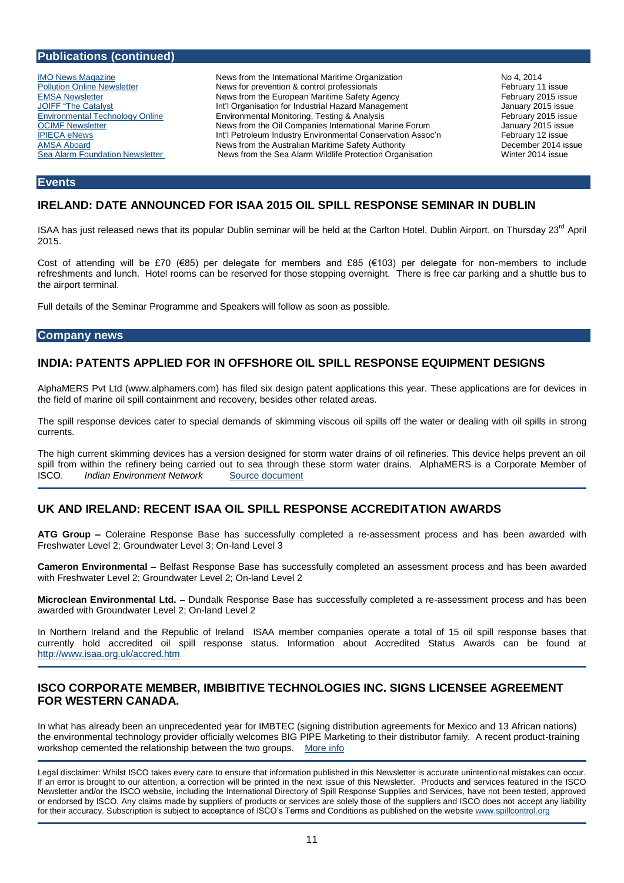## Publications (continued)

| | | |
|---|---|---|
| IMO News Magazine | News from the International Maritime Organization | No 4, 2014 |
| Pollution Online Newsletter | News for prevention & control professionals | February 11 issue |
| EMSA Newsletter | News from the European Maritime Safety Agency | February 2015 issue |
| JOIFF "The Catalyst | Int'l Organisation for Industrial Hazard Management | January 2015 issue |
| Environmental Technology Online | Environmental Monitoring, Testing & Analysis | February 2015 issue |
| OCIMF Newsletter | News from the Oil Companies International Marine Forum | January 2015 issue |
| IPIECA eNews | Int'l Petroleum Industry Environmental Conservation Assoc'n | February 12 issue |
| AMSA Aboard | News from the Australian Maritime Safety Authority | December 2014 issue |
| Sea Alarm Foundation Newsletter | News from the Sea Alarm Wildlife Protection Organisation | Winter 2014 issue |

## Events

### IRELAND: DATE ANNOUNCED FOR ISAA 2015 OIL SPILL RESPONSE SEMINAR IN DUBLIN

ISAA has just released news that its popular Dublin seminar will be held at the Carlton Hotel, Dublin Airport, on Thursday 23rd April 2015.

Cost of attending will be £70 (€85) per delegate for members and £85 (€103) per delegate for non-members to include refreshments and lunch. Hotel rooms can be reserved for those stopping overnight. There is free car parking and a shuttle bus to the airport terminal.

Full details of the Seminar Programme and Speakers will follow as soon as possible.

## Company news

### INDIA: PATENTS APPLIED FOR IN OFFSHORE OIL SPILL RESPONSE EQUIPMENT DESIGNS

AlphaMERS Pvt Ltd (www.alphamers.com) has filed six design patent applications this year. These applications are for devices in the field of marine oil spill containment and recovery, besides other related areas.

The spill response devices cater to special demands of skimming viscous oil spills off the water or dealing with oil spills in strong currents.

The high current skimming devices has a version designed for storm water drains of oil refineries. This device helps prevent an oil spill from within the refinery being carried out to sea through these storm water drains. AlphaMERS is a Corporate Member of ISCO. *Indian Environment Network* Source document

### UK AND IRELAND: RECENT ISAA OIL SPILL RESPONSE ACCREDITATION AWARDS

**ATG Group –** Coleraine Response Base has successfully completed a re-assessment process and has been awarded with Freshwater Level 2; Groundwater Level 3; On-land Level 3

**Cameron Environmental –** Belfast Response Base has successfully completed an assessment process and has been awarded with Freshwater Level 2; Groundwater Level 2; On-land Level 2

**Microclean Environmental Ltd. –** Dundalk Response Base has successfully completed a re-assessment process and has been awarded with Groundwater Level 2; On-land Level 2

In Northern Ireland and the Republic of Ireland ISAA member companies operate a total of 15 oil spill response bases that currently hold accredited oil spill response status. Information about Accredited Status Awards can be found at http://www.isaa.org.uk/accred.htm

### ISCO CORPORATE MEMBER, IMBIBITIVE TECHNOLOGIES INC. SIGNS LICENSEE AGREEMENT FOR WESTERN CANADA.

In what has already been an unprecedented year for IMBTEC (signing distribution agreements for Mexico and 13 African nations) the environmental technology provider officially welcomes BIG PIPE Marketing to their distributor family. A recent product-training workshop cemented the relationship between the two groups. More info

Legal disclaimer: Whilst ISCO takes every care to ensure that information published in this Newsletter is accurate unintentional mistakes can occur. If an error is brought to our attention, a correction will be printed in the next issue of this Newsletter. Products and services featured in the ISCO Newsletter and/or the ISCO website, including the International Directory of Spill Response Supplies and Services, have not been tested, approved or endorsed by ISCO. Any claims made by suppliers of products or services are solely those of the suppliers and ISCO does not accept any liability for their accuracy. Subscription is subject to acceptance of ISCO's Terms and Conditions as published on the website www.spillcontrol.org